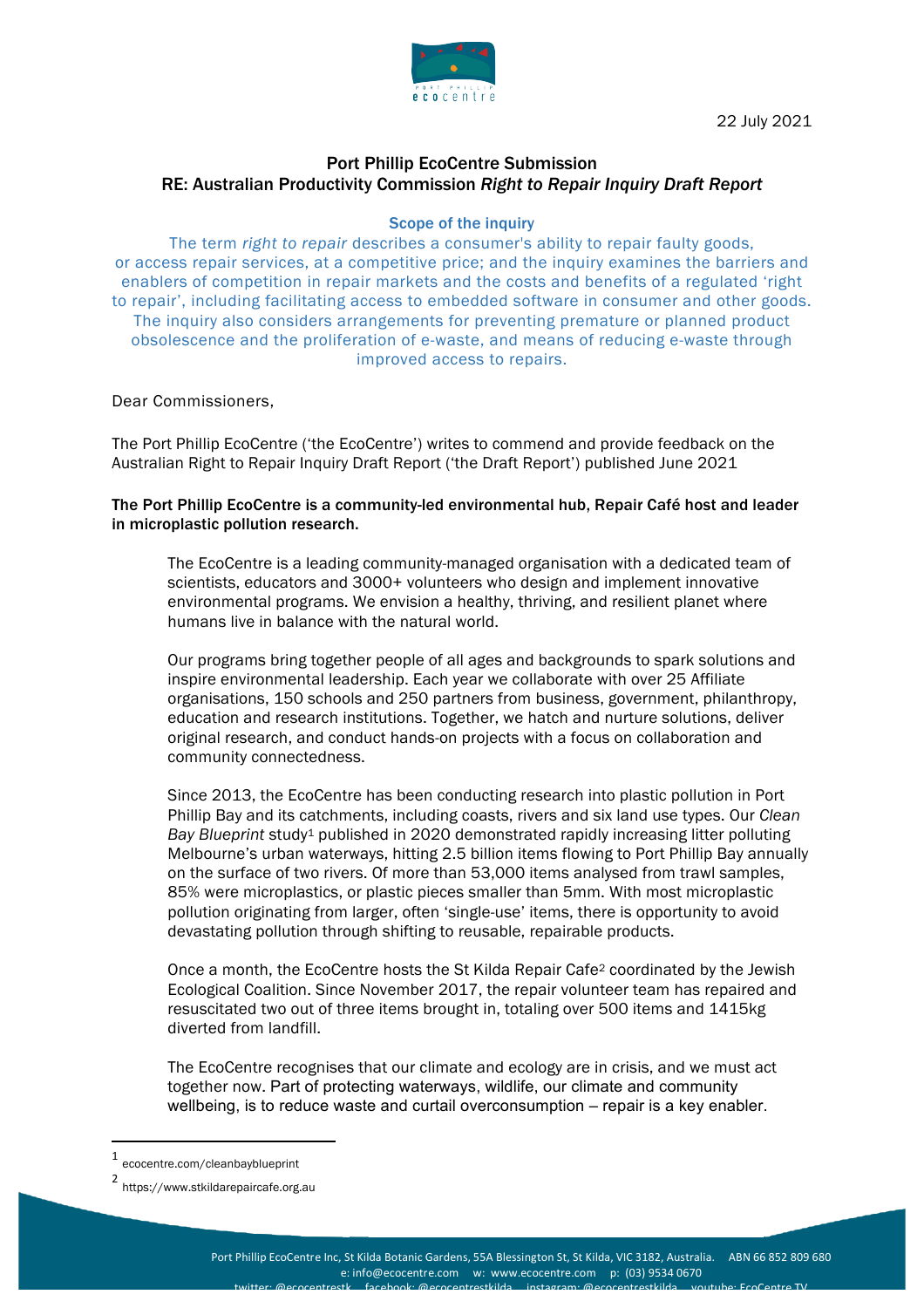22 July 2021

## Port Phillip EcoCentre Submission
## RE: Australian Productivity Commission *Right to Repair Inquiry Draft Report*

### Scope of the inquiry

The term *right to repair* describes a consumer's ability to repair faulty goods, or access repair services, at a competitive price; and the inquiry examines the barriers and enablers of competition in repair markets and the costs and benefits of a regulated 'right to repair', including facilitating access to embedded software in consumer and other goods. The inquiry also considers arrangements for preventing premature or planned product obsolescence and the proliferation of e-waste, and means of reducing e-waste through improved access to repairs.

Dear Commissioners,

The Port Phillip EcoCentre ('the EcoCentre') writes to commend and provide feedback on the Australian Right to Repair Inquiry Draft Report ('the Draft Report') published June 2021

**The Port Phillip EcoCentre is a community-led environmental hub, Repair Café host and leader in microplastic pollution research.**

The EcoCentre is a leading community-managed organisation with a dedicated team of scientists, educators and 3000+ volunteers who design and implement innovative environmental programs. We envision a healthy, thriving, and resilient planet where humans live in balance with the natural world.

Our programs bring together people of all ages and backgrounds to spark solutions and inspire environmental leadership. Each year we collaborate with over 25 Affiliate organisations, 150 schools and 250 partners from business, government, philanthropy, education and research institutions. Together, we hatch and nurture solutions, deliver original research, and conduct hands-on projects with a focus on collaboration and community connectedness.

Since 2013, the EcoCentre has been conducting research into plastic pollution in Port Phillip Bay and its catchments, including coasts, rivers and six land use types. Our *Clean Bay Blueprint* study[1] published in 2020 demonstrated rapidly increasing litter polluting Melbourne's urban waterways, hitting 2.5 billion items flowing to Port Phillip Bay annually on the surface of two rivers. Of more than 53,000 items analysed from trawl samples, 85% were microplastics, or plastic pieces smaller than 5mm. With most microplastic pollution originating from larger, often 'single-use' items, there is opportunity to avoid devastating pollution through shifting to reusable, repairable products.

Once a month, the EcoCentre hosts the St Kilda Repair Cafe[2] coordinated by the Jewish Ecological Coalition. Since November 2017, the repair volunteer team has repaired and resuscitated two out of three items brought in, totaling over 500 items and 1415kg diverted from landfill.

The EcoCentre recognises that our climate and ecology are in crisis, and we must act together now. Part of protecting waterways, wildlife, our climate and community wellbeing, is to reduce waste and curtail overconsumption – repair is a key enabler.

---

[1] ecocentre.com/cleanbayblueprint

[2] https://www.stkildarepaircafe.org.au

Port Phillip EcoCentre Inc, St Kilda Botanic Gardens, 55A Blessington St, St Kilda, VIC 3182, Australia. ABN 66 852 809 680
e: info@ecocentre.com w: www.ecocentre.com p: (03) 9534 0670
twitter: @ecocentrestk facebook: @ecocentrestkilda instagram: @ecocentrestkilda youtube: EcoCentre TV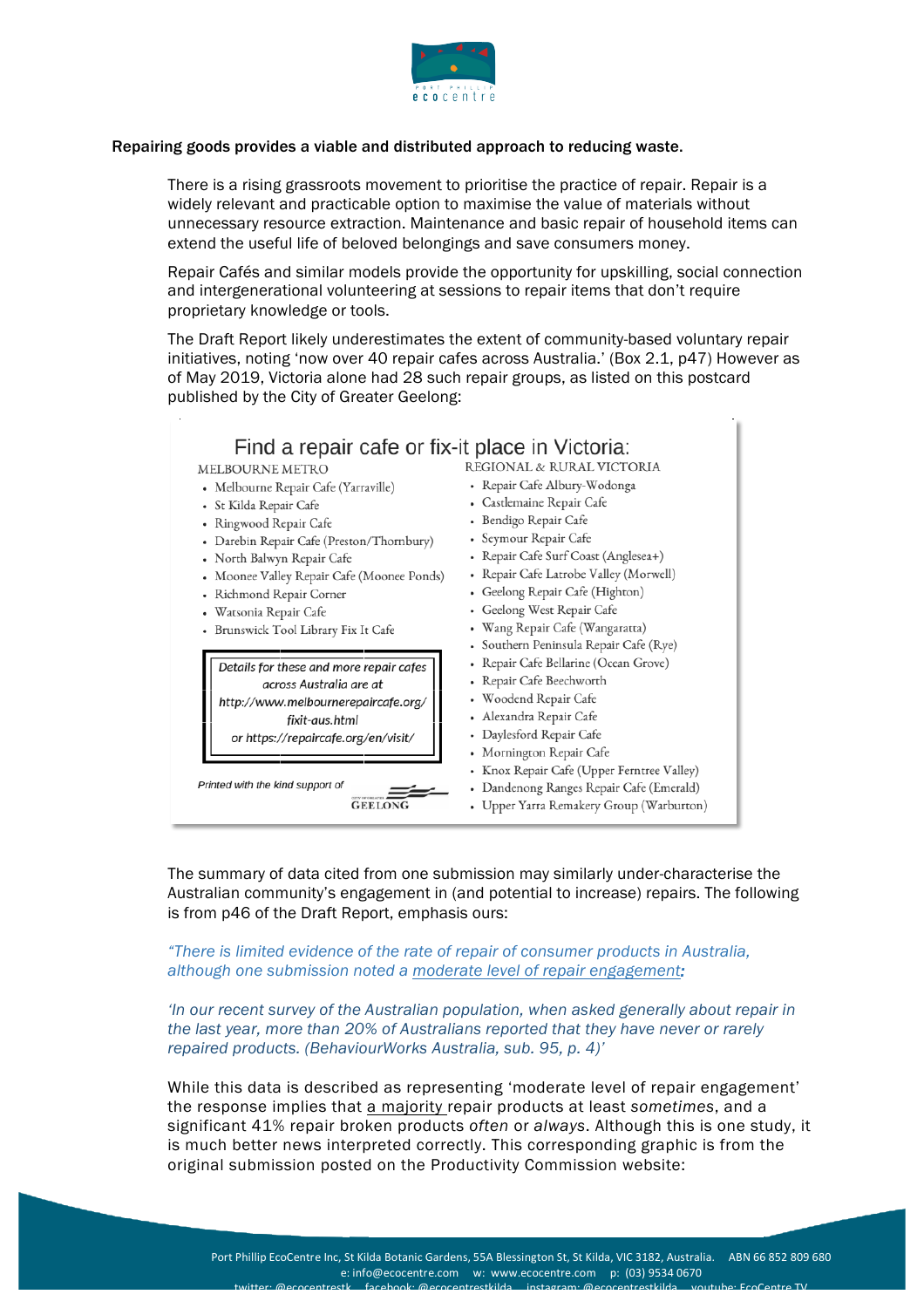**Repairing goods provides a viable and distributed approach to reducing waste.**

There is a rising grassroots movement to prioritise the practice of repair. Repair is a widely relevant and practicable option to maximise the value of materials without unnecessary resource extraction. Maintenance and basic repair of household items can extend the useful life of beloved belongings and save consumers money.

Repair Cafés and similar models provide the opportunity for upskilling, social connection and intergenerational volunteering at sessions to repair items that don't require proprietary knowledge or tools.

The Draft Report likely underestimates the extent of community-based voluntary repair initiatives, noting 'now over 40 repair cafes across Australia.' (Box 2.1, p47) However as of May 2019, Victoria alone had 28 such repair groups, as listed on this postcard published by the City of Greater Geelong:

## Find a repair cafe or fix-it place in Victoria:

**MELBOURNE METRO**

- Melbourne Repair Cafe (Yarraville)
- St Kilda Repair Cafe
- Ringwood Repair Cafe
- Darebin Repair Cafe (Preston/Thornbury)
- North Balwyn Repair Cafe
- Moonee Valley Repair Cafe (Moonee Ponds)
- Richmond Repair Corner
- Watsonia Repair Cafe
- Brunswick Tool Library Fix It Cafe

**REGIONAL & RURAL VICTORIA**

- Repair Cafe Albury-Wodonga
- Castlemaine Repair Cafe
- Bendigo Repair Cafe
- Seymour Repair Cafe
- Repair Cafe Surf Coast (Anglesea+)
- Repair Cafe Latrobe Valley (Morwell)
- Geelong Repair Cafe (Highton)
- Geelong West Repair Cafe
- Wang Repair Cafe (Wangaratta)
- Southern Peninsula Repair Cafe (Rye)
- Repair Cafe Bellarine (Ocean Grove)
- Repair Cafe Beechworth
- Woodend Repair Cafe
- Alexandra Repair Cafe
- Daylesford Repair Cafe
- Mornington Repair Cafe
- Knox Repair Cafe (Upper Ferntree Valley)
- Dandenong Ranges Repair Cafe (Emerald)
- Upper Yarra Remakery Group (Warburton)

*Details for these and more repair cafes across Australia are at http://www.melbournerepaircafe.org/fixit-aus.html or https://repaircafe.org/en/visit/*

*Printed with the kind support of* GEELONG

The summary of data cited from one submission may similarly under-characterise the Australian community's engagement in (and potential to increase) repairs. The following is from p46 of the Draft Report, emphasis ours:

*"There is limited evidence of the rate of repair of consumer products in Australia, although one submission noted a* ***moderate level of repair engagement:***

*'In our recent survey of the Australian population, when asked generally about repair in the last year, more than 20% of Australians reported that they have never or rarely repaired products. (BehaviourWorks Australia, sub. 95, p. 4)'*

While this data is described as representing 'moderate level of repair engagement' the response implies that a majority repair products at least *sometimes*, and a significant 41% repair broken products *often* or *always*. Although this is one study, it is much better news interpreted correctly. This corresponding graphic is from the original submission posted on the Productivity Commission website: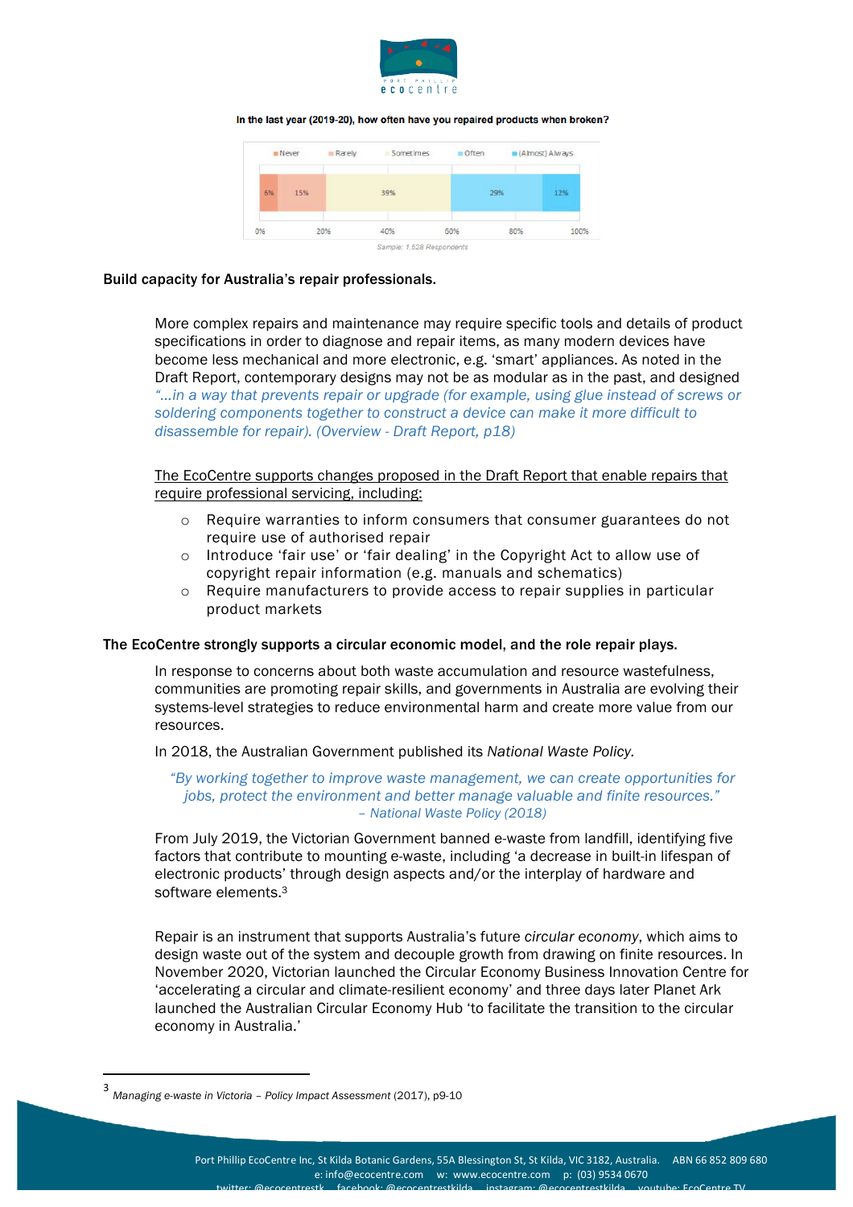In the last year (2019-20), how often have you repaired products when broken?

| Never | Rarely | Sometimes | Often | (Almost) Always |
| --- | --- | --- | --- | --- |
| 6% | 15% | 39% | 29% | 12% |

Sample: 1,528 Respondents

**Build capacity for Australia's repair professionals.**

More complex repairs and maintenance may require specific tools and details of product specifications in order to diagnose and repair items, as many modern devices have become less mechanical and more electronic, e.g. 'smart' appliances. As noted in the Draft Report, contemporary designs may not be as modular as in the past, and designed *"…in a way that prevents repair or upgrade (for example, using glue instead of screws or soldering components together to construct a device can make it more difficult to disassemble for repair). (Overview - Draft Report, p18)*

<u>The EcoCentre supports changes proposed in the Draft Report that enable repairs that require professional servicing, including:</u>

- Require warranties to inform consumers that consumer guarantees do not require use of authorised repair
- Introduce 'fair use' or 'fair dealing' in the Copyright Act to allow use of copyright repair information (e.g. manuals and schematics)
- Require manufacturers to provide access to repair supplies in particular product markets

**The EcoCentre strongly supports a circular economic model, and the role repair plays.**

In response to concerns about both waste accumulation and resource wastefulness, communities are promoting repair skills, and governments in Australia are evolving their systems-level strategies to reduce environmental harm and create more value from our resources.

In 2018, the Australian Government published its *National Waste Policy.*

> *"By working together to improve waste management, we can create opportunities for jobs, protect the environment and better manage valuable and finite resources."*
> *– National Waste Policy (2018)*

From July 2019, the Victorian Government banned e-waste from landfill, identifying five factors that contribute to mounting e-waste, including 'a decrease in built-in lifespan of electronic products' through design aspects and/or the interplay of hardware and software elements.[3]

Repair is an instrument that supports Australia's future *circular economy*, which aims to design waste out of the system and decouple growth from drawing on finite resources. In November 2020, Victorian launched the Circular Economy Business Innovation Centre for 'accelerating a circular and climate-resilient economy' and three days later Planet Ark launched the Australian Circular Economy Hub 'to facilitate the transition to the circular economy in Australia.'

[3] *Managing e-waste in Victoria – Policy Impact Assessment* (2017), p9-10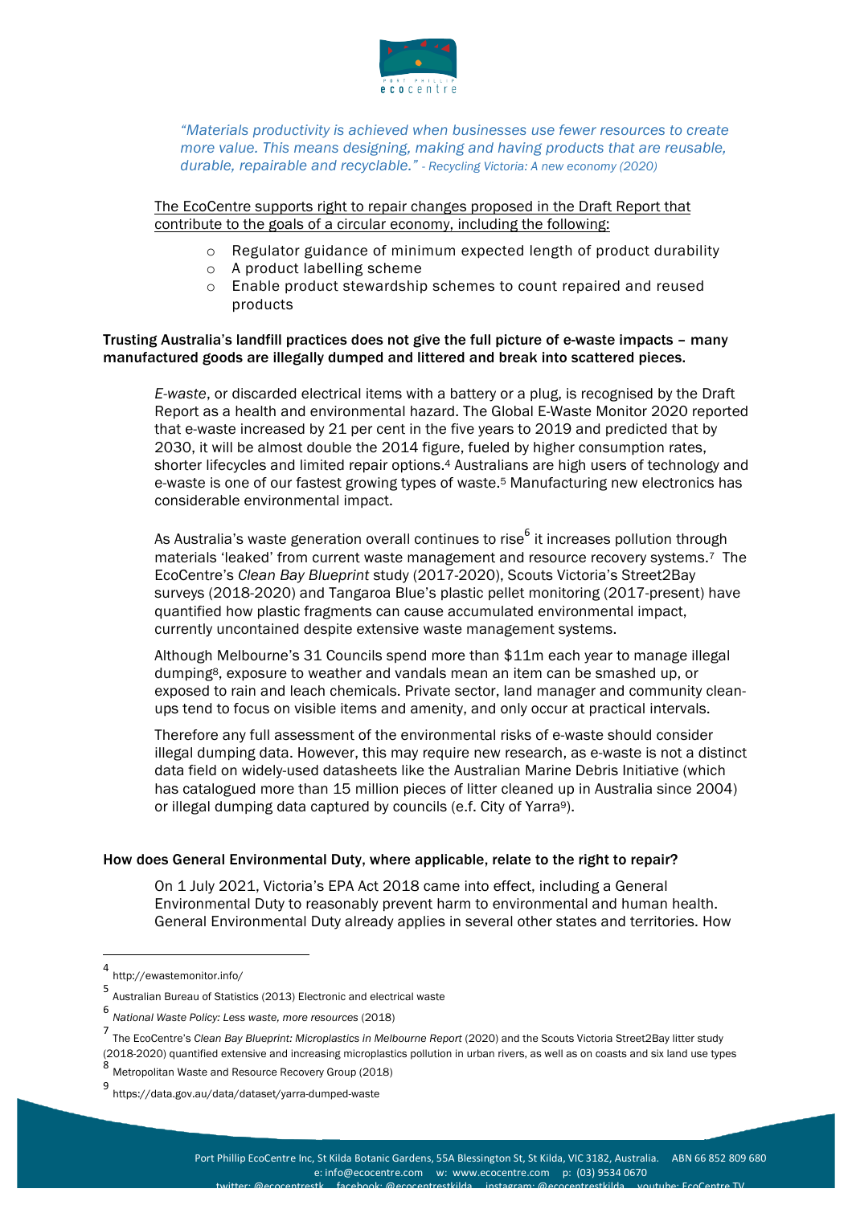*"Materials productivity is achieved when businesses use fewer resources to create more value. This means designing, making and having products that are reusable, durable, repairable and recyclable." - Recycling Victoria: A new economy (2020)*

The EcoCentre supports right to repair changes proposed in the Draft Report that contribute to the goals of a circular economy, including the following:

- Regulator guidance of minimum expected length of product durability
- A product labelling scheme
- Enable product stewardship schemes to count repaired and reused products

**Trusting Australia's landfill practices does not give the full picture of e-waste impacts – many manufactured goods are illegally dumped and littered and break into scattered pieces.**

*E-waste*, or discarded electrical items with a battery or a plug, is recognised by the Draft Report as a health and environmental hazard. The Global E-Waste Monitor 2020 reported that e-waste increased by 21 per cent in the five years to 2019 and predicted that by 2030, it will be almost double the 2014 figure, fueled by higher consumption rates, shorter lifecycles and limited repair options.[4] Australians are high users of technology and e-waste is one of our fastest growing types of waste.[5] Manufacturing new electronics has considerable environmental impact.

As Australia's waste generation overall continues to rise[6] it increases pollution through materials 'leaked' from current waste management and resource recovery systems.[7] The EcoCentre's *Clean Bay Blueprint* study (2017-2020), Scouts Victoria's Street2Bay surveys (2018-2020) and Tangaroa Blue's plastic pellet monitoring (2017-present) have quantified how plastic fragments can cause accumulated environmental impact, currently uncontained despite extensive waste management systems.

Although Melbourne's 31 Councils spend more than $11m each year to manage illegal dumping[8], exposure to weather and vandals mean an item can be smashed up, or exposed to rain and leach chemicals. Private sector, land manager and community clean-ups tend to focus on visible items and amenity, and only occur at practical intervals.

Therefore any full assessment of the environmental risks of e-waste should consider illegal dumping data. However, this may require new research, as e-waste is not a distinct data field on widely-used datasheets like the Australian Marine Debris Initiative (which has catalogued more than 15 million pieces of litter cleaned up in Australia since 2004) or illegal dumping data captured by councils (e.f. City of Yarra[9]).

**How does General Environmental Duty, where applicable, relate to the right to repair?**

On 1 July 2021, Victoria's EPA Act 2018 came into effect, including a General Environmental Duty to reasonably prevent harm to environmental and human health. General Environmental Duty already applies in several other states and territories. How

---

[4] http://ewastemonitor.info/

[5] Australian Bureau of Statistics (2013) Electronic and electrical waste

[6] *National Waste Policy: Less waste, more resources* (2018)

[7] The EcoCentre's *Clean Bay Blueprint: Microplastics in Melbourne Report* (2020) and the Scouts Victoria Street2Bay litter study (2018-2020) quantified extensive and increasing microplastics pollution in urban rivers, as well as on coasts and six land use types

[8] Metropolitan Waste and Resource Recovery Group (2018)

[9] https://data.gov.au/data/dataset/yarra-dumped-waste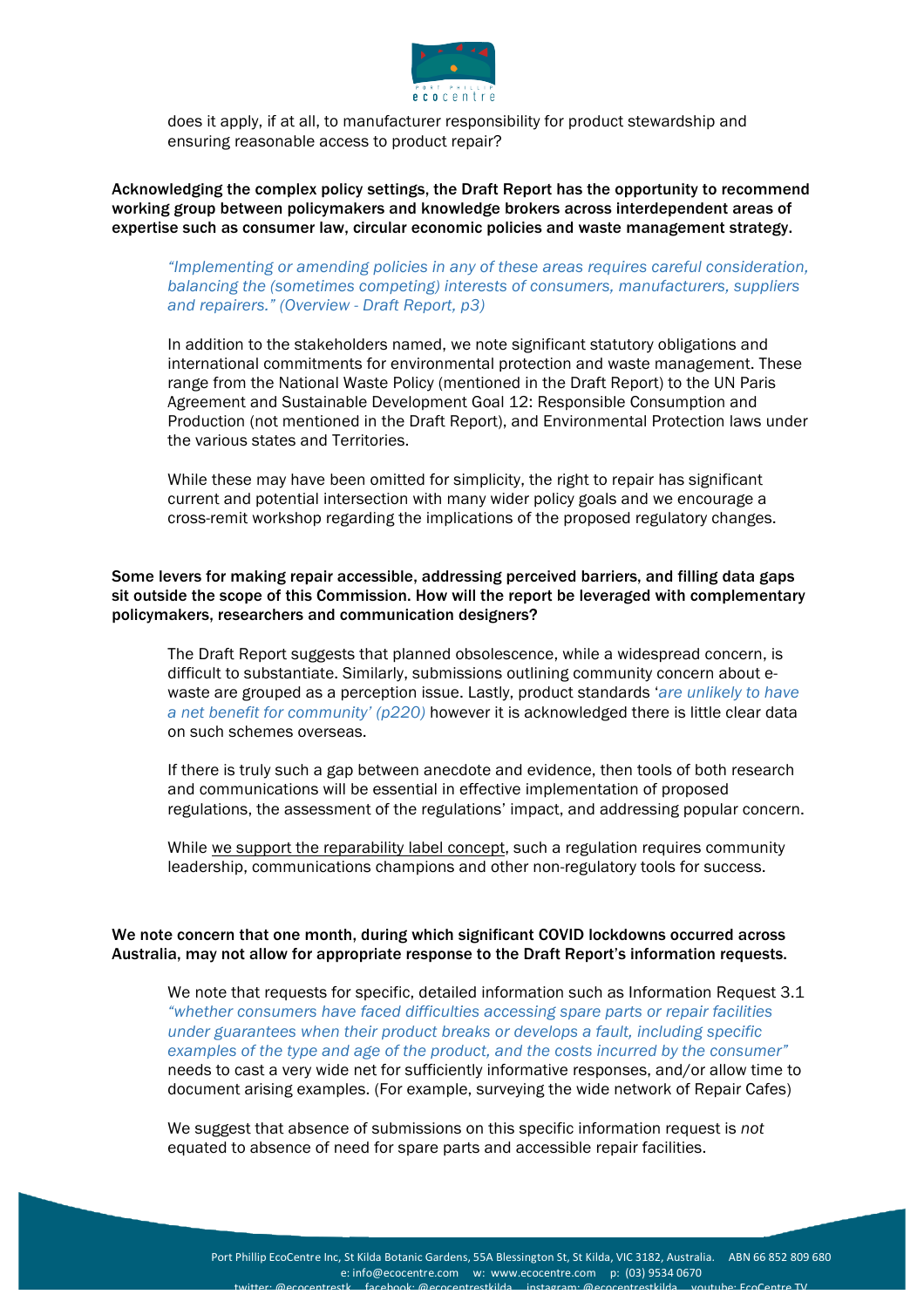does it apply, if at all, to manufacturer responsibility for product stewardship and ensuring reasonable access to product repair?

**Acknowledging the complex policy settings, the Draft Report has the opportunity to recommend working group between policymakers and knowledge brokers across interdependent areas of expertise such as consumer law, circular economic policies and waste management strategy.**

> *"Implementing or amending policies in any of these areas requires careful consideration, balancing the (sometimes competing) interests of consumers, manufacturers, suppliers and repairers." (Overview - Draft Report, p3)*

In addition to the stakeholders named, we note significant statutory obligations and international commitments for environmental protection and waste management. These range from the National Waste Policy (mentioned in the Draft Report) to the UN Paris Agreement and Sustainable Development Goal 12: Responsible Consumption and Production (not mentioned in the Draft Report), and Environmental Protection laws under the various states and Territories.

While these may have been omitted for simplicity, the right to repair has significant current and potential intersection with many wider policy goals and we encourage a cross-remit workshop regarding the implications of the proposed regulatory changes.

**Some levers for making repair accessible, addressing perceived barriers, and filling data gaps sit outside the scope of this Commission. How will the report be leveraged with complementary policymakers, researchers and communication designers?**

The Draft Report suggests that planned obsolescence, while a widespread concern, is difficult to substantiate. Similarly, submissions outlining community concern about e-waste are grouped as a perception issue. Lastly, product standards '*are unlikely to have a net benefit for community' (p220)* however it is acknowledged there is little clear data on such schemes overseas.

If there is truly such a gap between anecdote and evidence, then tools of both research and communications will be essential in effective implementation of proposed regulations, the assessment of the regulations' impact, and addressing popular concern.

While <u>we support the reparability label concept</u>, such a regulation requires community leadership, communications champions and other non-regulatory tools for success.

**We note concern that one month, during which significant COVID lockdowns occurred across Australia, may not allow for appropriate response to the Draft Report's information requests.**

We note that requests for specific, detailed information such as Information Request 3.1 *"whether consumers have faced difficulties accessing spare parts or repair facilities under guarantees when their product breaks or develops a fault, including specific examples of the type and age of the product, and the costs incurred by the consumer"* needs to cast a very wide net for sufficiently informative responses, and/or allow time to document arising examples. (For example, surveying the wide network of Repair Cafes)

We suggest that absence of submissions on this specific information request is *not* equated to absence of need for spare parts and accessible repair facilities.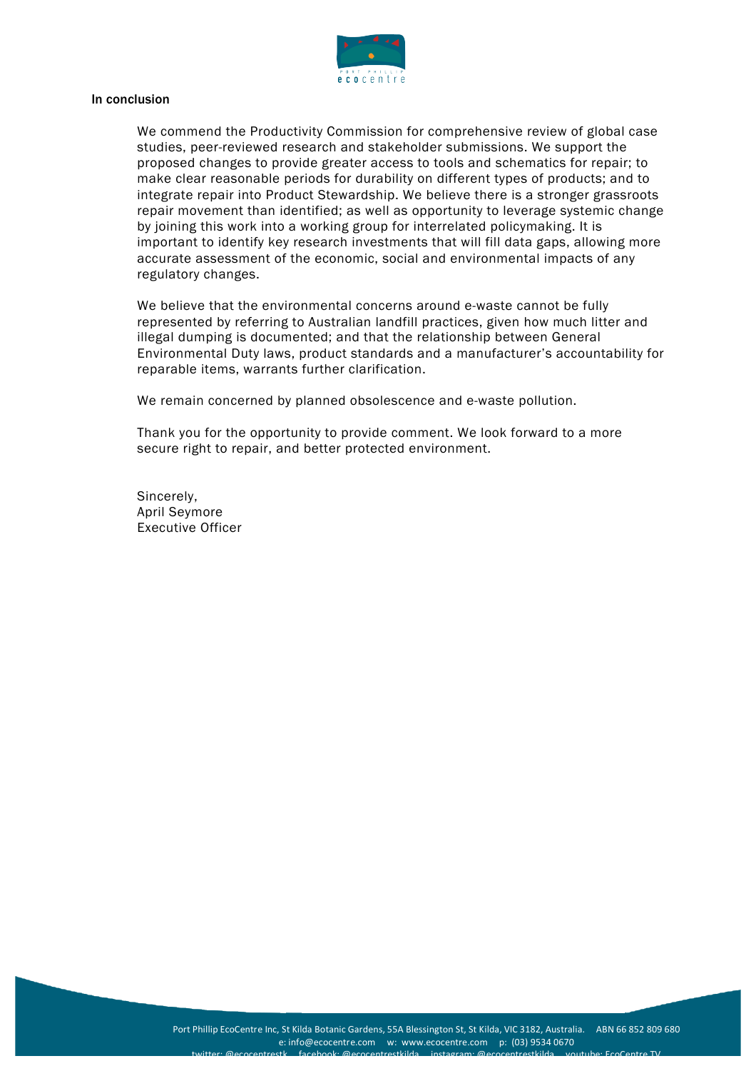### In conclusion

We commend the Productivity Commission for comprehensive review of global case studies, peer-reviewed research and stakeholder submissions. We support the proposed changes to provide greater access to tools and schematics for repair; to make clear reasonable periods for durability on different types of products; and to integrate repair into Product Stewardship. We believe there is a stronger grassroots repair movement than identified; as well as opportunity to leverage systemic change by joining this work into a working group for interrelated policymaking. It is important to identify key research investments that will fill data gaps, allowing more accurate assessment of the economic, social and environmental impacts of any regulatory changes.

We believe that the environmental concerns around e-waste cannot be fully represented by referring to Australian landfill practices, given how much litter and illegal dumping is documented; and that the relationship between General Environmental Duty laws, product standards and a manufacturer's accountability for reparable items, warrants further clarification.

We remain concerned by planned obsolescence and e-waste pollution.

Thank you for the opportunity to provide comment. We look forward to a more secure right to repair, and better protected environment.

Sincerely,
April Seymore
Executive Officer